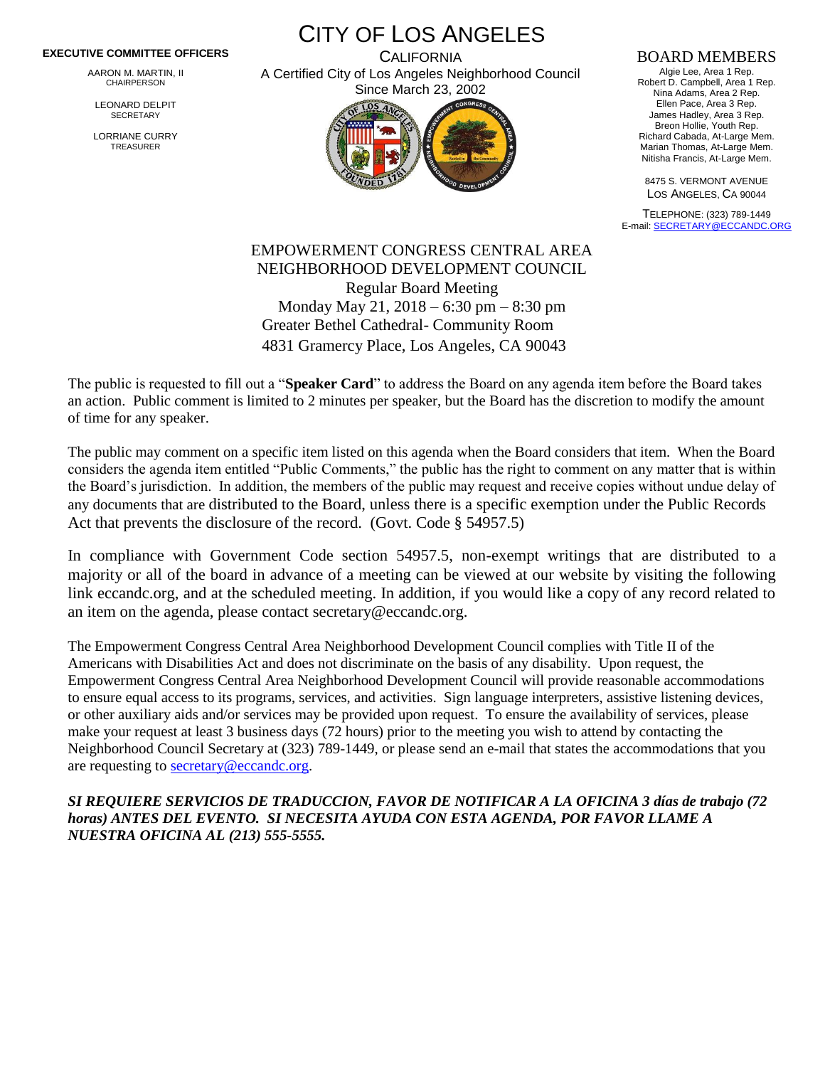# CITY OF LOS ANGELES

CALIFORNIA

A Certified City of Los Angeles Neighborhood Council

Since March 23, 2002

**EXECUTIVE COMMITTEE OFFICERS**

AARON M. MARTIN, II
CHAIRPERSON

LEONARD DELPIT
SECRETARY

LORRIANE CURRY
TREASURER

BOARD MEMBERS

Algie Lee, Area 1 Rep.
Robert D. Campbell, Area 1 Rep.
Nina Adams, Area 2 Rep.
Ellen Pace, Area 3 Rep.
James Hadley, Area 3 Rep.
Breon Hollie, Youth Rep.
Richard Cabada, At-Large Mem.
Marian Thomas, At-Large Mem.
Nitisha Francis, At-Large Mem.

8475 S. VERMONT AVENUE
LOS ANGELES, CA 90044

TELEPHONE: (323) 789-1449
E-mail: SECRETARY@ECCANDC.ORG

## EMPOWERMENT CONGRESS CENTRAL AREA NEIGHBORHOOD DEVELOPMENT COUNCIL

Regular Board Meeting
Monday May 21, 2018 – 6:30 pm – 8:30 pm
Greater Bethel Cathedral- Community Room
4831 Gramercy Place, Los Angeles, CA 90043

The public is requested to fill out a "**Speaker Card**" to address the Board on any agenda item before the Board takes an action. Public comment is limited to 2 minutes per speaker, but the Board has the discretion to modify the amount of time for any speaker.

The public may comment on a specific item listed on this agenda when the Board considers that item. When the Board considers the agenda item entitled "Public Comments," the public has the right to comment on any matter that is within the Board's jurisdiction. In addition, the members of the public may request and receive copies without undue delay of any documents that are distributed to the Board, unless there is a specific exemption under the Public Records Act that prevents the disclosure of the record. (Govt. Code § 54957.5)

In compliance with Government Code section 54957.5, non-exempt writings that are distributed to a majority or all of the board in advance of a meeting can be viewed at our website by visiting the following link eccandc.org, and at the scheduled meeting. In addition, if you would like a copy of any record related to an item on the agenda, please contact secretary@eccandc.org.

The Empowerment Congress Central Area Neighborhood Development Council complies with Title II of the Americans with Disabilities Act and does not discriminate on the basis of any disability. Upon request, the Empowerment Congress Central Area Neighborhood Development Council will provide reasonable accommodations to ensure equal access to its programs, services, and activities. Sign language interpreters, assistive listening devices, or other auxiliary aids and/or services may be provided upon request. To ensure the availability of services, please make your request at least 3 business days (72 hours) prior to the meeting you wish to attend by contacting the Neighborhood Council Secretary at (323) 789-1449, or please send an e-mail that states the accommodations that you are requesting to secretary@eccandc.org.

***SI REQUIERE SERVICIOS DE TRADUCCION, FAVOR DE NOTIFICAR A LA OFICINA 3 días de trabajo (72 horas) ANTES DEL EVENTO. SI NECESITA AYUDA CON ESTA AGENDA, POR FAVOR LLAME A NUESTRA OFICINA AL (213) 555-5555.***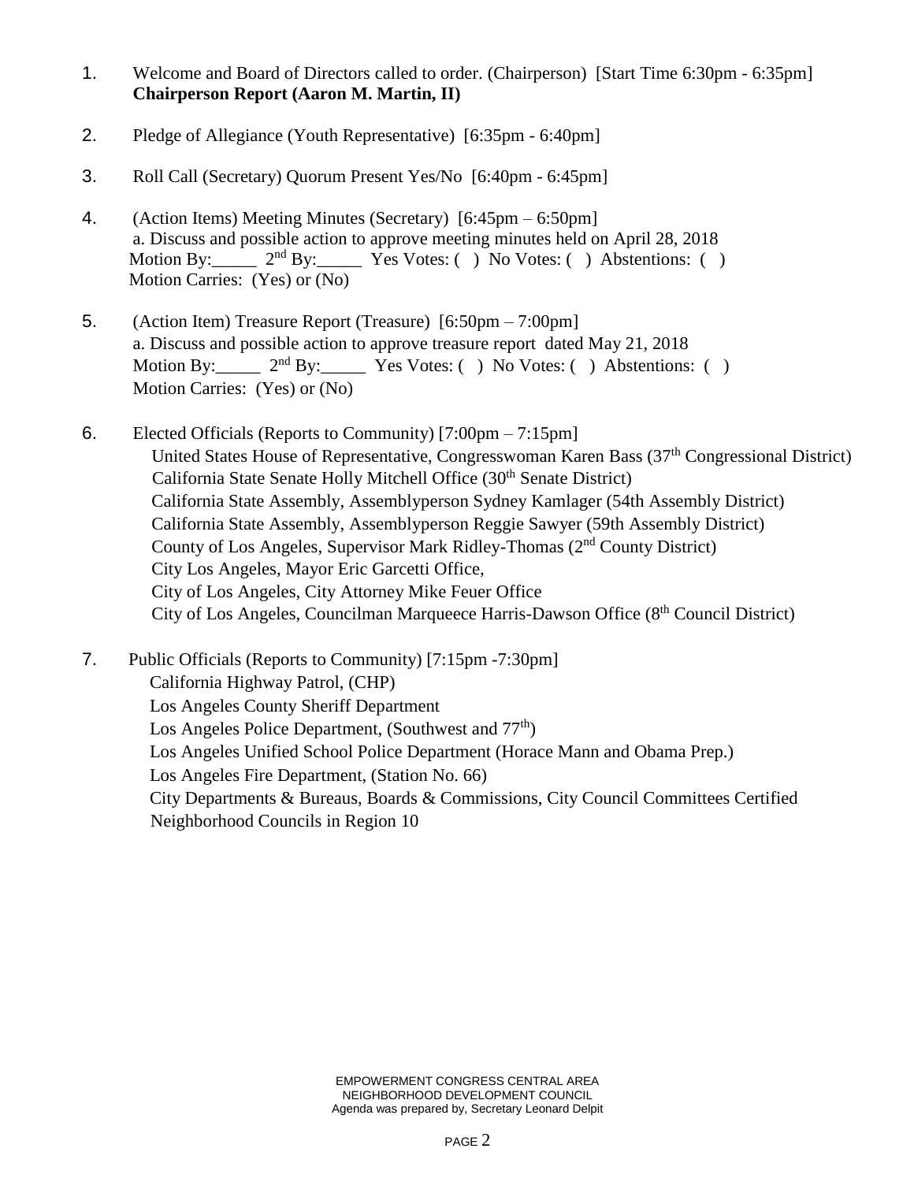1. Welcome and Board of Directors called to order. (Chairperson) [Start Time 6:30pm - 6:35pm]
   **Chairperson Report (Aaron M. Martin, II)**

2. Pledge of Allegiance (Youth Representative) [6:35pm - 6:40pm]

3. Roll Call (Secretary) Quorum Present Yes/No [6:40pm - 6:45pm]

4. (Action Items) Meeting Minutes (Secretary) [6:45pm – 6:50pm]
   a. Discuss and possible action to approve meeting minutes held on April 28, 2018
   Motion By:_____ 2nd By:_____ Yes Votes: ( ) No Votes: ( ) Abstentions: ( )
   Motion Carries: (Yes) or (No)

5. (Action Item) Treasure Report (Treasure) [6:50pm – 7:00pm]
   a. Discuss and possible action to approve treasure report dated May 21, 2018
   Motion By:_____ 2nd By:_____ Yes Votes: ( ) No Votes: ( ) Abstentions: ( )
   Motion Carries: (Yes) or (No)

6. Elected Officials (Reports to Community) [7:00pm – 7:15pm]
   United States House of Representative, Congresswoman Karen Bass (37th Congressional District)
   California State Senate Holly Mitchell Office (30th Senate District)
   California State Assembly, Assemblyperson Sydney Kamlager (54th Assembly District)
   California State Assembly, Assemblyperson Reggie Sawyer (59th Assembly District)
   County of Los Angeles, Supervisor Mark Ridley-Thomas (2nd County District)
   City Los Angeles, Mayor Eric Garcetti Office,
   City of Los Angeles, City Attorney Mike Feuer Office
   City of Los Angeles, Councilman Marqueece Harris-Dawson Office (8th Council District)

7. Public Officials (Reports to Community) [7:15pm -7:30pm]
   California Highway Patrol, (CHP)
   Los Angeles County Sheriff Department
   Los Angeles Police Department, (Southwest and 77th)
   Los Angeles Unified School Police Department (Horace Mann and Obama Prep.)
   Los Angeles Fire Department, (Station No. 66)
   City Departments & Bureaus, Boards & Commissions, City Council Committees Certified
   Neighborhood Councils in Region 10

EMPOWERMENT CONGRESS CENTRAL AREA
NEIGHBORHOOD DEVELOPMENT COUNCIL
Agenda was prepared by, Secretary Leonard Delpit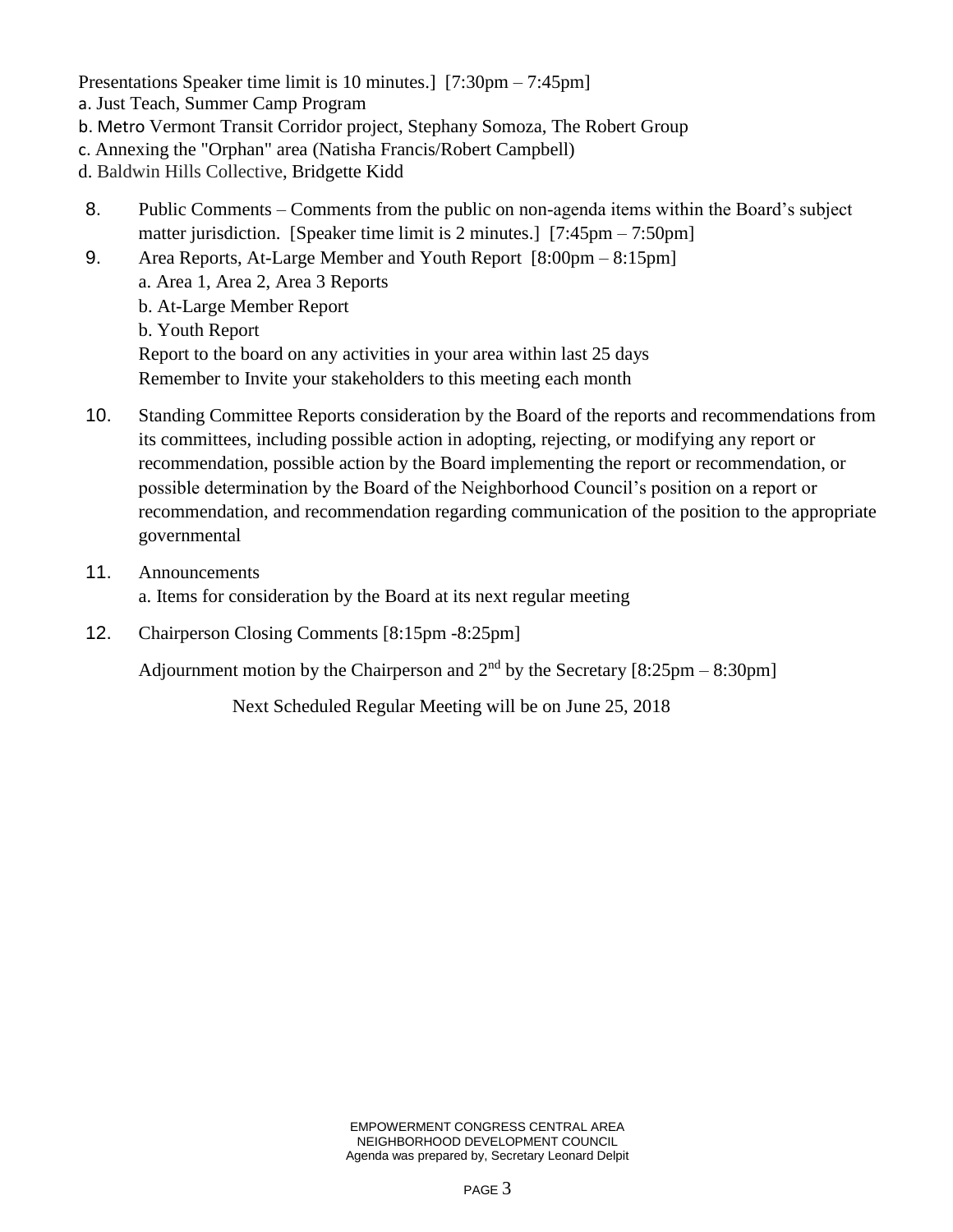Presentations Speaker time limit is 10 minutes.] [7:30pm – 7:45pm]

a. Just Teach, Summer Camp Program

b. Metro Vermont Transit Corridor project, Stephany Somoza, The Robert Group

c. Annexing the "Orphan" area (Natisha Francis/Robert Campbell)

d. Baldwin Hills Collective, Bridgette Kidd

8. Public Comments – Comments from the public on non-agenda items within the Board's subject matter jurisdiction. [Speaker time limit is 2 minutes.] [7:45pm – 7:50pm]

9. Area Reports, At-Large Member and Youth Report [8:00pm – 8:15pm]
   a. Area 1, Area 2, Area 3 Reports
   b. At-Large Member Report
   b. Youth Report
   Report to the board on any activities in your area within last 25 days
   Remember to Invite your stakeholders to this meeting each month

10. Standing Committee Reports consideration by the Board of the reports and recommendations from its committees, including possible action in adopting, rejecting, or modifying any report or recommendation, possible action by the Board implementing the report or recommendation, or possible determination by the Board of the Neighborhood Council's position on a report or recommendation, and recommendation regarding communication of the position to the appropriate governmental

11. Announcements
    a. Items for consideration by the Board at its next regular meeting

12. Chairperson Closing Comments [8:15pm -8:25pm]

    Adjournment motion by the Chairperson and 2nd by the Secretary [8:25pm – 8:30pm]

Next Scheduled Regular Meeting will be on June 25, 2018

EMPOWERMENT CONGRESS CENTRAL AREA
NEIGHBORHOOD DEVELOPMENT COUNCIL
Agenda was prepared by, Secretary Leonard Delpit